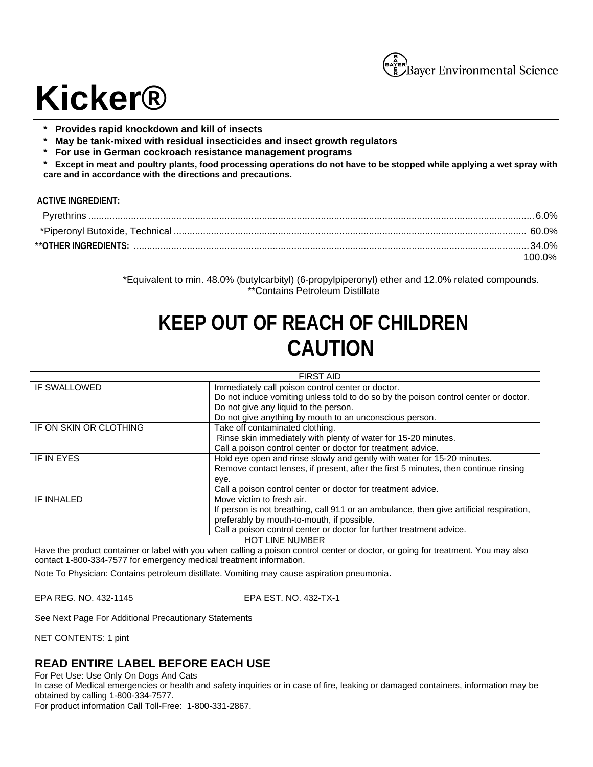Bayer Environmental Science

# Kicker®

- **Provides rapid knockdown and kill of insects**
- **May be tank-mixed with residual insecticides and insect growth regulators**
- **For use in German cockroach resistance management programs**
- **Except in meat and poultry plants, food processing operations do not have to be stopped while applying a wet spray with care and in accordance with the directions and precautions.**

**ACTIVE INGREDIENT:**

| | |
|---|---|
| Pyrethrins | 6.0% |
| *Piperonyl Butoxide, Technical | 60.0% |
| ****OTHER INGREDIENTS:** | 34.0% |
| | 100.0% |

*Equivalent to min. 48.0% (butylcarbityl) (6-propylpiperonyl) ether and 12.0% related compounds.
**Contains Petroleum Distillate

## KEEP OUT OF REACH OF CHILDREN
## CAUTION

| FIRST AID | |
|---|---|
| IF SWALLOWED | Immediately call poison control center or doctor.<br>Do not induce vomiting unless told to do so by the poison control center or doctor.<br>Do not give any liquid to the person.<br>Do not give anything by mouth to an unconscious person. |
| IF ON SKIN OR CLOTHING | Take off contaminated clothing.<br>Rinse skin immediately with plenty of water for 15-20 minutes.<br>Call a poison control center or doctor for treatment advice. |
| IF IN EYES | Hold eye open and rinse slowly and gently with water for 15-20 minutes.<br>Remove contact lenses, if present, after the first 5 minutes, then continue rinsing eye.<br>Call a poison control center or doctor for treatment advice. |
| IF INHALED | Move victim to fresh air.<br>If person is not breathing, call 911 or an ambulance, then give artificial respiration, preferably by mouth-to-mouth, if possible.<br>Call a poison control center or doctor for further treatment advice. |
| HOT LINE NUMBER | |
| Have the product container or label with you when calling a poison control center or doctor, or going for treatment. You may also contact 1-800-334-7577 for emergency medical treatment information. | |

Note To Physician: Contains petroleum distillate. Vomiting may cause aspiration pneumonia.

EPA REG. NO. 432-1145 EPA EST. NO. 432-TX-1

See Next Page For Additional Precautionary Statements

NET CONTENTS: 1 pint

### READ ENTIRE LABEL BEFORE EACH USE

For Pet Use: Use Only On Dogs And Cats
In case of Medical emergencies or health and safety inquiries or in case of fire, leaking or damaged containers, information may be obtained by calling 1-800-334-7577.
For product information Call Toll-Free: 1-800-331-2867.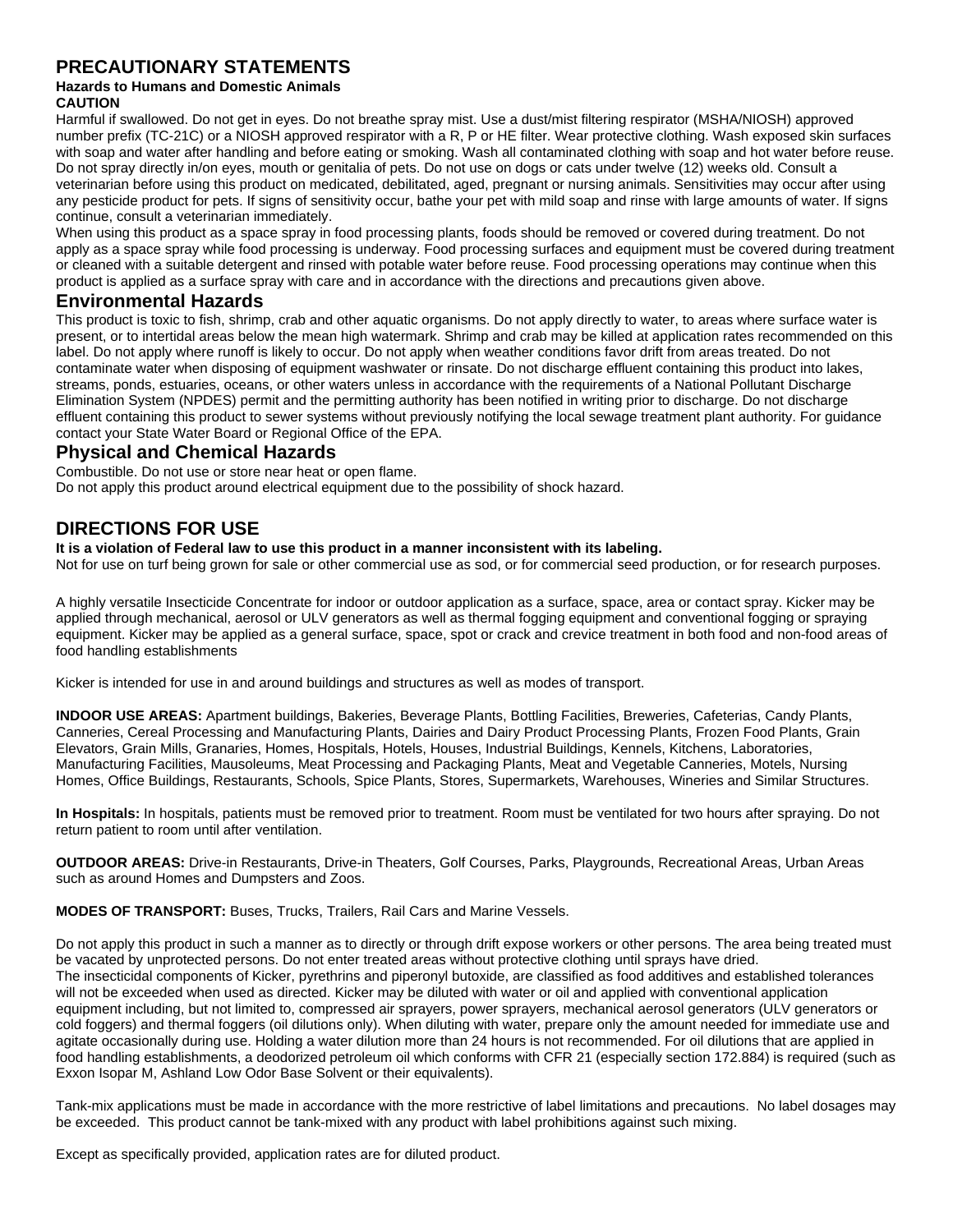## PRECAUTIONARY STATEMENTS

**Hazards to Humans and Domestic Animals**

**CAUTION**

Harmful if swallowed. Do not get in eyes. Do not breathe spray mist. Use a dust/mist filtering respirator (MSHA/NIOSH) approved number prefix (TC-21C) or a NIOSH approved respirator with a R, P or HE filter. Wear protective clothing. Wash exposed skin surfaces with soap and water after handling and before eating or smoking. Wash all contaminated clothing with soap and hot water before reuse. Do not spray directly in/on eyes, mouth or genitalia of pets. Do not use on dogs or cats under twelve (12) weeks old. Consult a veterinarian before using this product on medicated, debilitated, aged, pregnant or nursing animals. Sensitivities may occur after using any pesticide product for pets. If signs of sensitivity occur, bathe your pet with mild soap and rinse with large amounts of water. If signs continue, consult a veterinarian immediately.

When using this product as a space spray in food processing plants, foods should be removed or covered during treatment. Do not apply as a space spray while food processing is underway. Food processing surfaces and equipment must be covered during treatment or cleaned with a suitable detergent and rinsed with potable water before reuse. Food processing operations may continue when this product is applied as a surface spray with care and in accordance with the directions and precautions given above.

### Environmental Hazards

This product is toxic to fish, shrimp, crab and other aquatic organisms. Do not apply directly to water, to areas where surface water is present, or to intertidal areas below the mean high watermark. Shrimp and crab may be killed at application rates recommended on this label. Do not apply where runoff is likely to occur. Do not apply when weather conditions favor drift from areas treated. Do not contaminate water when disposing of equipment washwater or rinsate. Do not discharge effluent containing this product into lakes, streams, ponds, estuaries, oceans, or other waters unless in accordance with the requirements of a National Pollutant Discharge Elimination System (NPDES) permit and the permitting authority has been notified in writing prior to discharge. Do not discharge effluent containing this product to sewer systems without previously notifying the local sewage treatment plant authority. For guidance contact your State Water Board or Regional Office of the EPA.

### Physical and Chemical Hazards

Combustible. Do not use or store near heat or open flame.
Do not apply this product around electrical equipment due to the possibility of shock hazard.

## DIRECTIONS FOR USE

**It is a violation of Federal law to use this product in a manner inconsistent with its labeling.**
Not for use on turf being grown for sale or other commercial use as sod, or for commercial seed production, or for research purposes.

A highly versatile Insecticide Concentrate for indoor or outdoor application as a surface, space, area or contact spray. Kicker may be applied through mechanical, aerosol or ULV generators as well as thermal fogging equipment and conventional fogging or spraying equipment. Kicker may be applied as a general surface, space, spot or crack and crevice treatment in both food and non-food areas of food handling establishments

Kicker is intended for use in and around buildings and structures as well as modes of transport.

**INDOOR USE AREAS:** Apartment buildings, Bakeries, Beverage Plants, Bottling Facilities, Breweries, Cafeterias, Candy Plants, Canneries, Cereal Processing and Manufacturing Plants, Dairies and Dairy Product Processing Plants, Frozen Food Plants, Grain Elevators, Grain Mills, Granaries, Homes, Hospitals, Hotels, Houses, Industrial Buildings, Kennels, Kitchens, Laboratories, Manufacturing Facilities, Mausoleums, Meat Processing and Packaging Plants, Meat and Vegetable Canneries, Motels, Nursing Homes, Office Buildings, Restaurants, Schools, Spice Plants, Stores, Supermarkets, Warehouses, Wineries and Similar Structures.

**In Hospitals:** In hospitals, patients must be removed prior to treatment. Room must be ventilated for two hours after spraying. Do not return patient to room until after ventilation.

**OUTDOOR AREAS:** Drive-in Restaurants, Drive-in Theaters, Golf Courses, Parks, Playgrounds, Recreational Areas, Urban Areas such as around Homes and Dumpsters and Zoos.

**MODES OF TRANSPORT:** Buses, Trucks, Trailers, Rail Cars and Marine Vessels.

Do not apply this product in such a manner as to directly or through drift expose workers or other persons. The area being treated must be vacated by unprotected persons. Do not enter treated areas without protective clothing until sprays have dried.
The insecticidal components of Kicker, pyrethrins and piperonyl butoxide, are classified as food additives and established tolerances will not be exceeded when used as directed. Kicker may be diluted with water or oil and applied with conventional application equipment including, but not limited to, compressed air sprayers, power sprayers, mechanical aerosol generators (ULV generators or cold foggers) and thermal foggers (oil dilutions only). When diluting with water, prepare only the amount needed for immediate use and agitate occasionally during use. Holding a water dilution more than 24 hours is not recommended. For oil dilutions that are applied in food handling establishments, a deodorized petroleum oil which conforms with CFR 21 (especially section 172.884) is required (such as Exxon Isopar M, Ashland Low Odor Base Solvent or their equivalents).

Tank-mix applications must be made in accordance with the more restrictive of label limitations and precautions. No label dosages may be exceeded. This product cannot be tank-mixed with any product with label prohibitions against such mixing.

Except as specifically provided, application rates are for diluted product.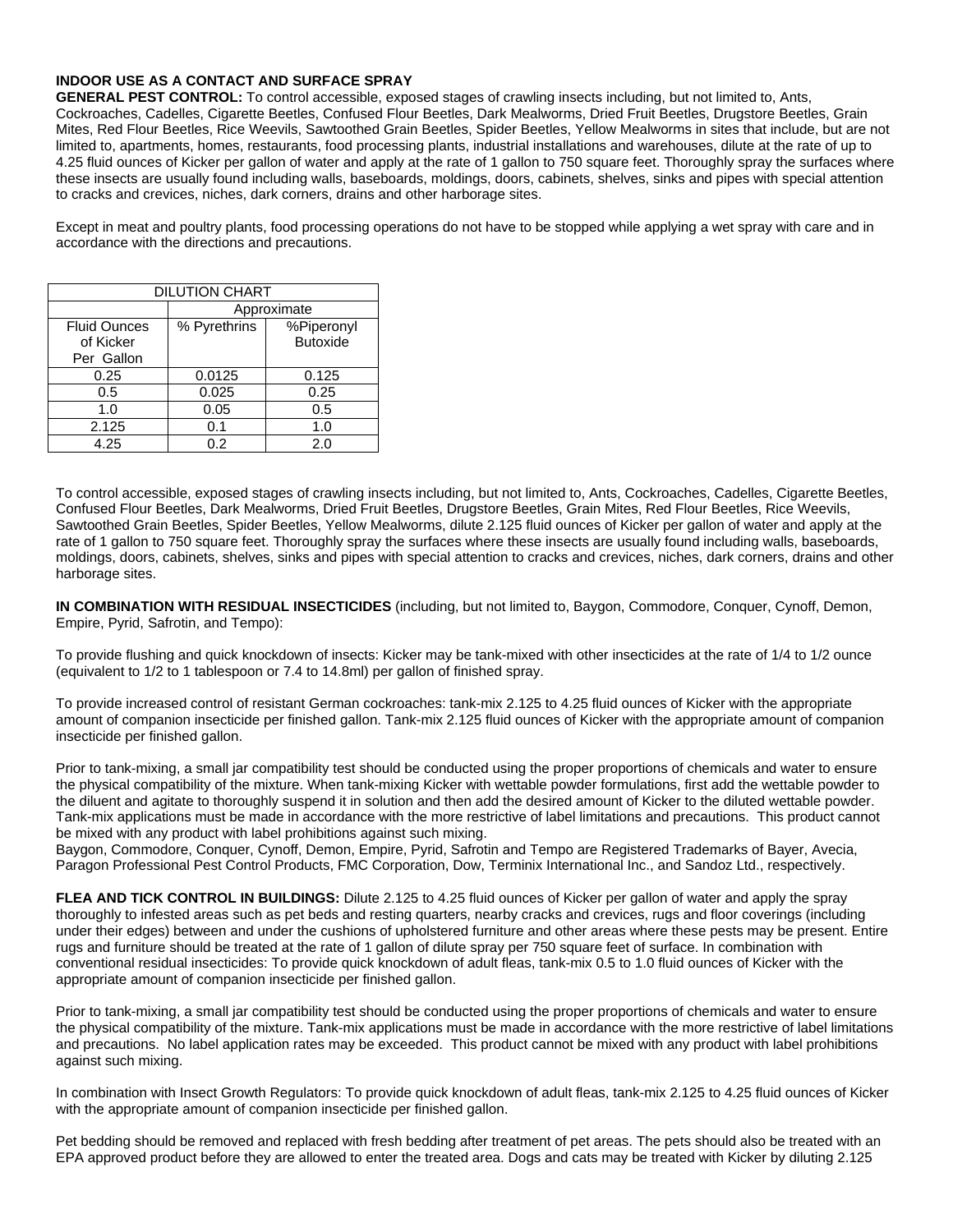**INDOOR USE AS A CONTACT AND SURFACE SPRAY**

**GENERAL PEST CONTROL:** To control accessible, exposed stages of crawling insects including, but not limited to, Ants, Cockroaches, Cadelles, Cigarette Beetles, Confused Flour Beetles, Dark Mealworms, Dried Fruit Beetles, Drugstore Beetles, Grain Mites, Red Flour Beetles, Rice Weevils, Sawtoothed Grain Beetles, Spider Beetles, Yellow Mealworms in sites that include, but are not limited to, apartments, homes, restaurants, food processing plants, industrial installations and warehouses, dilute at the rate of up to 4.25 fluid ounces of Kicker per gallon of water and apply at the rate of 1 gallon to 750 square feet. Thoroughly spray the surfaces where these insects are usually found including walls, baseboards, moldings, doors, cabinets, shelves, sinks and pipes with special attention to cracks and crevices, niches, dark corners, drains and other harborage sites.

Except in meat and poultry plants, food processing operations do not have to be stopped while applying a wet spray with care and in accordance with the directions and precautions.

| DILUTION CHART | | |
|---|---|---|
| | Approximate | |
| Fluid Ounces of Kicker Per Gallon | % Pyrethrins | %Piperonyl Butoxide |
| 0.25 | 0.0125 | 0.125 |
| 0.5 | 0.025 | 0.25 |
| 1.0 | 0.05 | 0.5 |
| 2.125 | 0.1 | 1.0 |
| 4.25 | 0.2 | 2.0 |

To control accessible, exposed stages of crawling insects including, but not limited to, Ants, Cockroaches, Cadelles, Cigarette Beetles, Confused Flour Beetles, Dark Mealworms, Dried Fruit Beetles, Drugstore Beetles, Grain Mites, Red Flour Beetles, Rice Weevils, Sawtoothed Grain Beetles, Spider Beetles, Yellow Mealworms, dilute 2.125 fluid ounces of Kicker per gallon of water and apply at the rate of 1 gallon to 750 square feet. Thoroughly spray the surfaces where these insects are usually found including walls, baseboards, moldings, doors, cabinets, shelves, sinks and pipes with special attention to cracks and crevices, niches, dark corners, drains and other harborage sites.

**IN COMBINATION WITH RESIDUAL INSECTICIDES** (including, but not limited to, Baygon, Commodore, Conquer, Cynoff, Demon, Empire, Pyrid, Safrotin, and Tempo):

To provide flushing and quick knockdown of insects: Kicker may be tank-mixed with other insecticides at the rate of 1/4 to 1/2 ounce (equivalent to 1/2 to 1 tablespoon or 7.4 to 14.8ml) per gallon of finished spray.

To provide increased control of resistant German cockroaches: tank-mix 2.125 to 4.25 fluid ounces of Kicker with the appropriate amount of companion insecticide per finished gallon. Tank-mix 2.125 fluid ounces of Kicker with the appropriate amount of companion insecticide per finished gallon.

Prior to tank-mixing, a small jar compatibility test should be conducted using the proper proportions of chemicals and water to ensure the physical compatibility of the mixture. When tank-mixing Kicker with wettable powder formulations, first add the wettable powder to the diluent and agitate to thoroughly suspend it in solution and then add the desired amount of Kicker to the diluted wettable powder. Tank-mix applications must be made in accordance with the more restrictive of label limitations and precautions. This product cannot be mixed with any product with label prohibitions against such mixing.
Baygon, Commodore, Conquer, Cynoff, Demon, Empire, Pyrid, Safrotin and Tempo are Registered Trademarks of Bayer, Avecia, Paragon Professional Pest Control Products, FMC Corporation, Dow, Terminix International Inc., and Sandoz Ltd., respectively.

**FLEA AND TICK CONTROL IN BUILDINGS:** Dilute 2.125 to 4.25 fluid ounces of Kicker per gallon of water and apply the spray thoroughly to infested areas such as pet beds and resting quarters, nearby cracks and crevices, rugs and floor coverings (including under their edges) between and under the cushions of upholstered furniture and other areas where these pests may be present. Entire rugs and furniture should be treated at the rate of 1 gallon of dilute spray per 750 square feet of surface. In combination with conventional residual insecticides: To provide quick knockdown of adult fleas, tank-mix 0.5 to 1.0 fluid ounces of Kicker with the appropriate amount of companion insecticide per finished gallon.

Prior to tank-mixing, a small jar compatibility test should be conducted using the proper proportions of chemicals and water to ensure the physical compatibility of the mixture. Tank-mix applications must be made in accordance with the more restrictive of label limitations and precautions. No label application rates may be exceeded. This product cannot be mixed with any product with label prohibitions against such mixing.

In combination with Insect Growth Regulators: To provide quick knockdown of adult fleas, tank-mix 2.125 to 4.25 fluid ounces of Kicker with the appropriate amount of companion insecticide per finished gallon.

Pet bedding should be removed and replaced with fresh bedding after treatment of pet areas. The pets should also be treated with an EPA approved product before they are allowed to enter the treated area. Dogs and cats may be treated with Kicker by diluting 2.125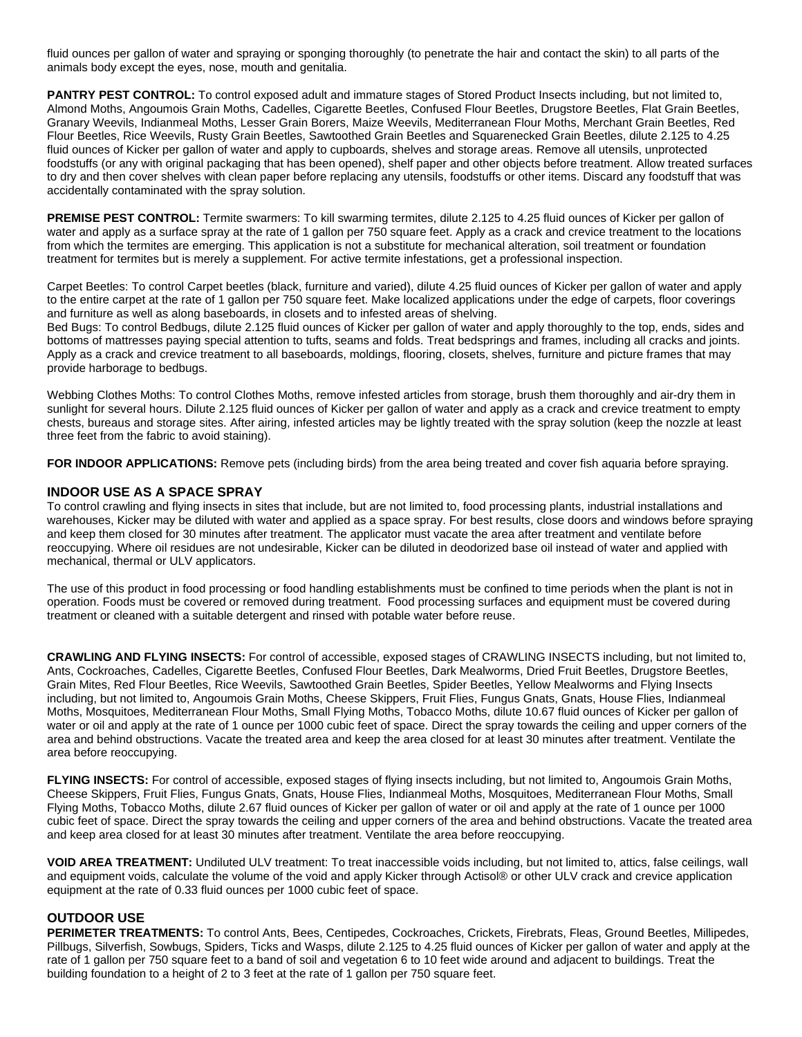fluid ounces per gallon of water and spraying or sponging thoroughly (to penetrate the hair and contact the skin) to all parts of the animals body except the eyes, nose, mouth and genitalia.

**PANTRY PEST CONTROL:** To control exposed adult and immature stages of Stored Product Insects including, but not limited to, Almond Moths, Angoumois Grain Moths, Cadelles, Cigarette Beetles, Confused Flour Beetles, Drugstore Beetles, Flat Grain Beetles, Granary Weevils, Indianmeal Moths, Lesser Grain Borers, Maize Weevils, Mediterranean Flour Moths, Merchant Grain Beetles, Red Flour Beetles, Rice Weevils, Rusty Grain Beetles, Sawtoothed Grain Beetles and Squarenecked Grain Beetles, dilute 2.125 to 4.25 fluid ounces of Kicker per gallon of water and apply to cupboards, shelves and storage areas. Remove all utensils, unprotected foodstuffs (or any with original packaging that has been opened), shelf paper and other objects before treatment. Allow treated surfaces to dry and then cover shelves with clean paper before replacing any utensils, foodstuffs or other items. Discard any foodstuff that was accidentally contaminated with the spray solution.

**PREMISE PEST CONTROL:** Termite swarmers: To kill swarming termites, dilute 2.125 to 4.25 fluid ounces of Kicker per gallon of water and apply as a surface spray at the rate of 1 gallon per 750 square feet. Apply as a crack and crevice treatment to the locations from which the termites are emerging. This application is not a substitute for mechanical alteration, soil treatment or foundation treatment for termites but is merely a supplement. For active termite infestations, get a professional inspection.

Carpet Beetles: To control Carpet beetles (black, furniture and varied), dilute 4.25 fluid ounces of Kicker per gallon of water and apply to the entire carpet at the rate of 1 gallon per 750 square feet. Make localized applications under the edge of carpets, floor coverings and furniture as well as along baseboards, in closets and to infested areas of shelving.
Bed Bugs: To control Bedbugs, dilute 2.125 fluid ounces of Kicker per gallon of water and apply thoroughly to the top, ends, sides and bottoms of mattresses paying special attention to tufts, seams and folds. Treat bedsprings and frames, including all cracks and joints. Apply as a crack and crevice treatment to all baseboards, moldings, flooring, closets, shelves, furniture and picture frames that may provide harborage to bedbugs.

Webbing Clothes Moths: To control Clothes Moths, remove infested articles from storage, brush them thoroughly and air-dry them in sunlight for several hours. Dilute 2.125 fluid ounces of Kicker per gallon of water and apply as a crack and crevice treatment to empty chests, bureaus and storage sites. After airing, infested articles may be lightly treated with the spray solution (keep the nozzle at least three feet from the fabric to avoid staining).

**FOR INDOOR APPLICATIONS:** Remove pets (including birds) from the area being treated and cover fish aquaria before spraying.

## INDOOR USE AS A SPACE SPRAY

To control crawling and flying insects in sites that include, but are not limited to, food processing plants, industrial installations and warehouses, Kicker may be diluted with water and applied as a space spray. For best results, close doors and windows before spraying and keep them closed for 30 minutes after treatment. The applicator must vacate the area after treatment and ventilate before reoccupying. Where oil residues are not undesirable, Kicker can be diluted in deodorized base oil instead of water and applied with mechanical, thermal or ULV applicators.

The use of this product in food processing or food handling establishments must be confined to time periods when the plant is not in operation. Foods must be covered or removed during treatment. Food processing surfaces and equipment must be covered during treatment or cleaned with a suitable detergent and rinsed with potable water before reuse.

**CRAWLING AND FLYING INSECTS:** For control of accessible, exposed stages of CRAWLING INSECTS including, but not limited to, Ants, Cockroaches, Cadelles, Cigarette Beetles, Confused Flour Beetles, Dark Mealworms, Dried Fruit Beetles, Drugstore Beetles, Grain Mites, Red Flour Beetles, Rice Weevils, Sawtoothed Grain Beetles, Spider Beetles, Yellow Mealworms and Flying Insects including, but not limited to, Angoumois Grain Moths, Cheese Skippers, Fruit Flies, Fungus Gnats, Gnats, House Flies, Indianmeal Moths, Mosquitoes, Mediterranean Flour Moths, Small Flying Moths, Tobacco Moths, dilute 10.67 fluid ounces of Kicker per gallon of water or oil and apply at the rate of 1 ounce per 1000 cubic feet of space. Direct the spray towards the ceiling and upper corners of the area and behind obstructions. Vacate the treated area and keep the area closed for at least 30 minutes after treatment. Ventilate the area before reoccupying.

**FLYING INSECTS:** For control of accessible, exposed stages of flying insects including, but not limited to, Angoumois Grain Moths, Cheese Skippers, Fruit Flies, Fungus Gnats, Gnats, House Flies, Indianmeal Moths, Mosquitoes, Mediterranean Flour Moths, Small Flying Moths, Tobacco Moths, dilute 2.67 fluid ounces of Kicker per gallon of water or oil and apply at the rate of 1 ounce per 1000 cubic feet of space. Direct the spray towards the ceiling and upper corners of the area and behind obstructions. Vacate the treated area and keep area closed for at least 30 minutes after treatment. Ventilate the area before reoccupying.

**VOID AREA TREATMENT:** Undiluted ULV treatment: To treat inaccessible voids including, but not limited to, attics, false ceilings, wall and equipment voids, calculate the volume of the void and apply Kicker through Actisol® or other ULV crack and crevice application equipment at the rate of 0.33 fluid ounces per 1000 cubic feet of space.

## OUTDOOR USE

**PERIMETER TREATMENTS:** To control Ants, Bees, Centipedes, Cockroaches, Crickets, Firebrats, Fleas, Ground Beetles, Millipedes, Pillbugs, Silverfish, Sowbugs, Spiders, Ticks and Wasps, dilute 2.125 to 4.25 fluid ounces of Kicker per gallon of water and apply at the rate of 1 gallon per 750 square feet to a band of soil and vegetation 6 to 10 feet wide around and adjacent to buildings. Treat the building foundation to a height of 2 to 3 feet at the rate of 1 gallon per 750 square feet.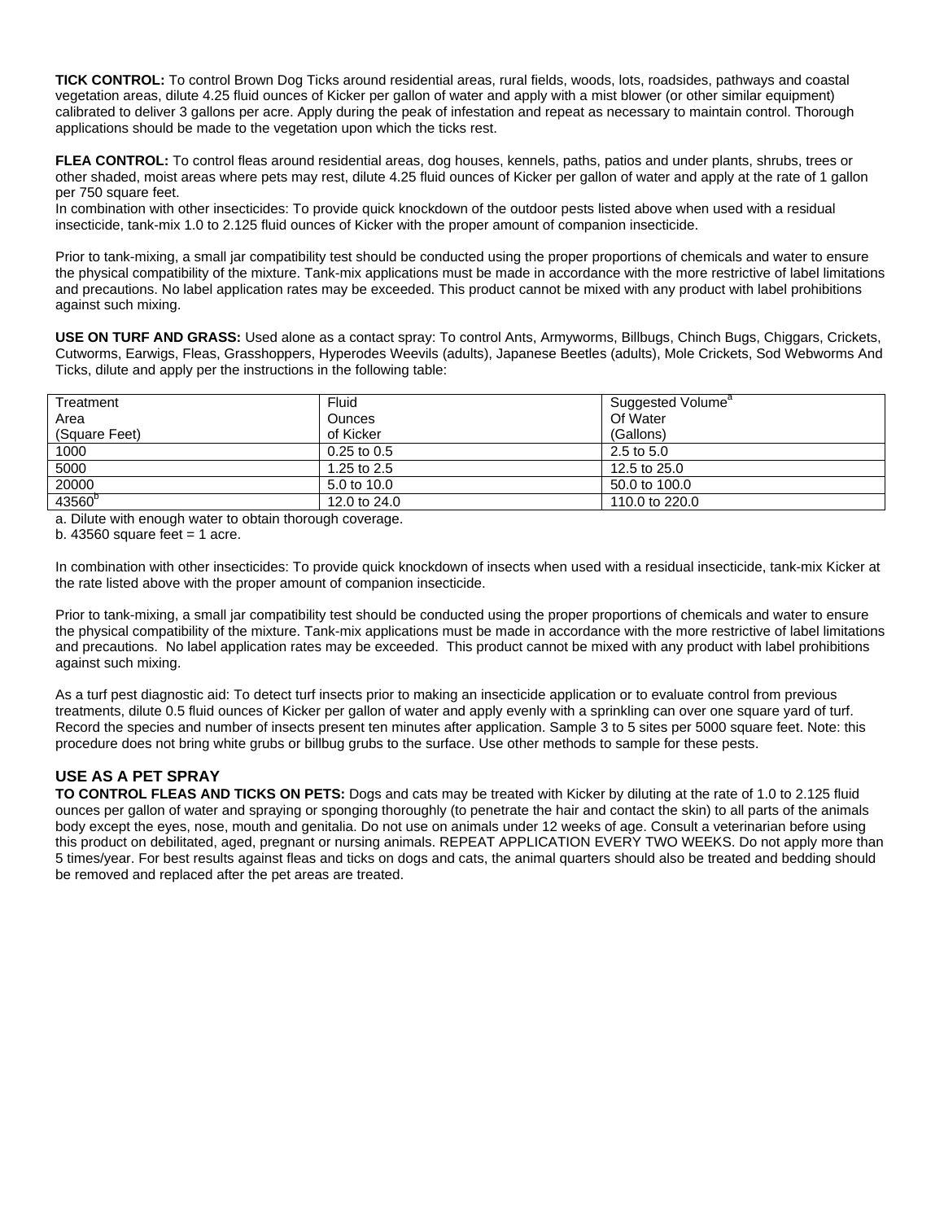**TICK CONTROL:** To control Brown Dog Ticks around residential areas, rural fields, woods, lots, roadsides, pathways and coastal vegetation areas, dilute 4.25 fluid ounces of Kicker per gallon of water and apply with a mist blower (or other similar equipment) calibrated to deliver 3 gallons per acre. Apply during the peak of infestation and repeat as necessary to maintain control. Thorough applications should be made to the vegetation upon which the ticks rest.

**FLEA CONTROL:** To control fleas around residential areas, dog houses, kennels, paths, patios and under plants, shrubs, trees or other shaded, moist areas where pets may rest, dilute 4.25 fluid ounces of Kicker per gallon of water and apply at the rate of 1 gallon per 750 square feet.
In combination with other insecticides: To provide quick knockdown of the outdoor pests listed above when used with a residual insecticide, tank-mix 1.0 to 2.125 fluid ounces of Kicker with the proper amount of companion insecticide.

Prior to tank-mixing, a small jar compatibility test should be conducted using the proper proportions of chemicals and water to ensure the physical compatibility of the mixture. Tank-mix applications must be made in accordance with the more restrictive of label limitations and precautions. No label application rates may be exceeded. This product cannot be mixed with any product with label prohibitions against such mixing.

**USE ON TURF AND GRASS:** Used alone as a contact spray: To control Ants, Armyworms, Billbugs, Chinch Bugs, Chiggars, Crickets, Cutworms, Earwigs, Fleas, Grasshoppers, Hyperodes Weevils (adults), Japanese Beetles (adults), Mole Crickets, Sod Webworms And Ticks, dilute and apply per the instructions in the following table:

| Treatment Area (Square Feet) | Fluid Ounces of Kicker | Suggested Volume[a] Of Water (Gallons) |
|---|---|---|
| 1000 | 0.25 to 0.5 | 2.5 to 5.0 |
| 5000 | 1.25 to 2.5 | 12.5 to 25.0 |
| 20000 | 5.0 to 10.0 | 50.0 to 100.0 |
| 43560[b] | 12.0 to 24.0 | 110.0 to 220.0 |

a. Dilute with enough water to obtain thorough coverage.
b. 43560 square feet = 1 acre.

In combination with other insecticides: To provide quick knockdown of insects when used with a residual insecticide, tank-mix Kicker at the rate listed above with the proper amount of companion insecticide.

Prior to tank-mixing, a small jar compatibility test should be conducted using the proper proportions of chemicals and water to ensure the physical compatibility of the mixture. Tank-mix applications must be made in accordance with the more restrictive of label limitations and precautions. No label application rates may be exceeded. This product cannot be mixed with any product with label prohibitions against such mixing.

As a turf pest diagnostic aid: To detect turf insects prior to making an insecticide application or to evaluate control from previous treatments, dilute 0.5 fluid ounces of Kicker per gallon of water and apply evenly with a sprinkling can over one square yard of turf. Record the species and number of insects present ten minutes after application. Sample 3 to 5 sites per 5000 square feet. Note: this procedure does not bring white grubs or billbug grubs to the surface. Use other methods to sample for these pests.

## USE AS A PET SPRAY

**TO CONTROL FLEAS AND TICKS ON PETS:** Dogs and cats may be treated with Kicker by diluting at the rate of 1.0 to 2.125 fluid ounces per gallon of water and spraying or sponging thoroughly (to penetrate the hair and contact the skin) to all parts of the animals body except the eyes, nose, mouth and genitalia. Do not use on animals under 12 weeks of age. Consult a veterinarian before using this product on debilitated, aged, pregnant or nursing animals. REPEAT APPLICATION EVERY TWO WEEKS. Do not apply more than 5 times/year. For best results against fleas and ticks on dogs and cats, the animal quarters should also be treated and bedding should be removed and replaced after the pet areas are treated.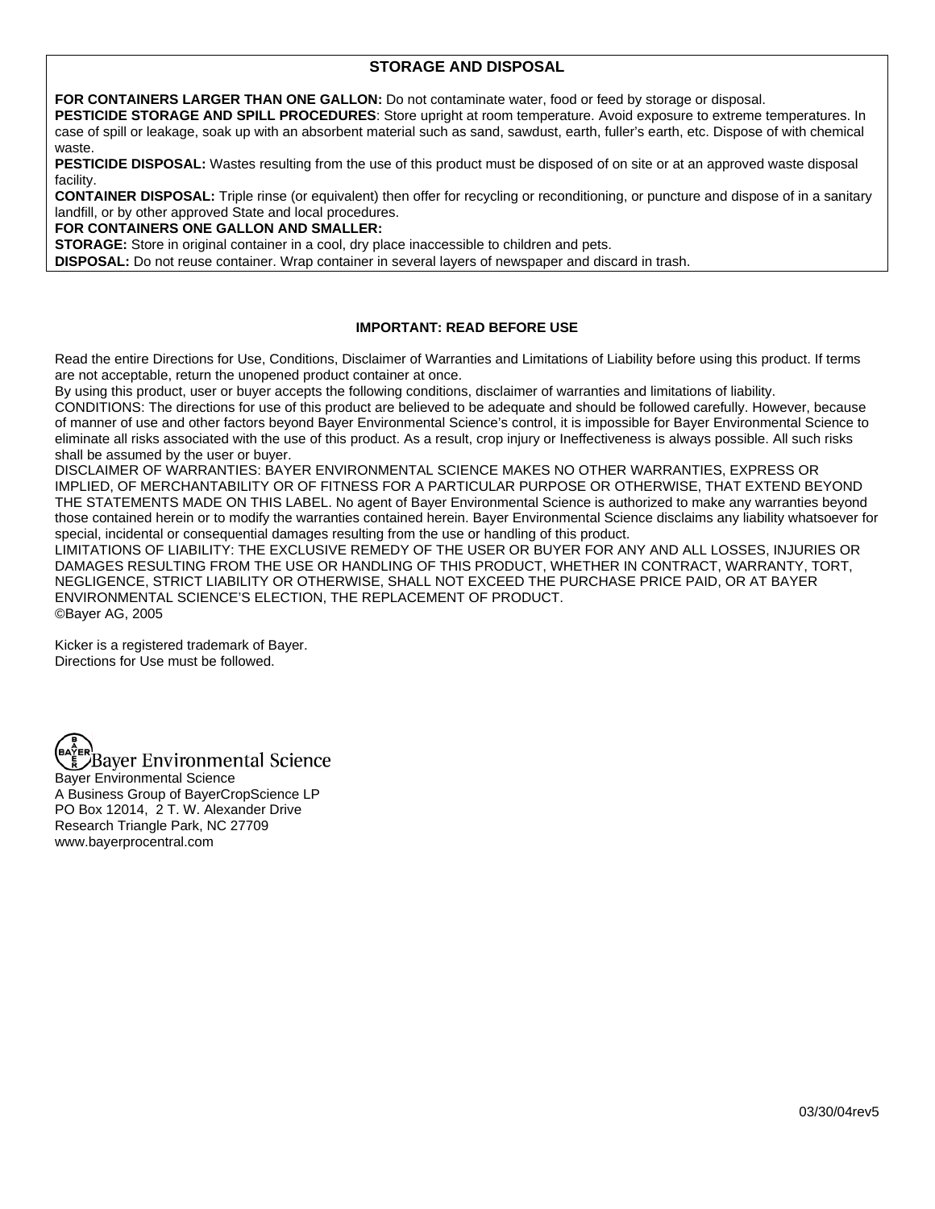## STORAGE AND DISPOSAL

**FOR CONTAINERS LARGER THAN ONE GALLON:** Do not contaminate water, food or feed by storage or disposal.
**PESTICIDE STORAGE AND SPILL PROCEDURES**: Store upright at room temperature. Avoid exposure to extreme temperatures. In case of spill or leakage, soak up with an absorbent material such as sand, sawdust, earth, fuller's earth, etc. Dispose of with chemical waste.
**PESTICIDE DISPOSAL:** Wastes resulting from the use of this product must be disposed of on site or at an approved waste disposal facility.
**CONTAINER DISPOSAL:** Triple rinse (or equivalent) then offer for recycling or reconditioning, or puncture and dispose of in a sanitary landfill, or by other approved State and local procedures.
**FOR CONTAINERS ONE GALLON AND SMALLER:**
**STORAGE:** Store in original container in a cool, dry place inaccessible to children and pets.
**DISPOSAL:** Do not reuse container. Wrap container in several layers of newspaper and discard in trash.

### IMPORTANT: READ BEFORE USE

Read the entire Directions for Use, Conditions, Disclaimer of Warranties and Limitations of Liability before using this product. If terms are not acceptable, return the unopened product container at once.
By using this product, user or buyer accepts the following conditions, disclaimer of warranties and limitations of liability.
CONDITIONS: The directions for use of this product are believed to be adequate and should be followed carefully. However, because of manner of use and other factors beyond Bayer Environmental Science's control, it is impossible for Bayer Environmental Science to eliminate all risks associated with the use of this product. As a result, crop injury or Ineffectiveness is always possible. All such risks shall be assumed by the user or buyer.
DISCLAIMER OF WARRANTIES: BAYER ENVIRONMENTAL SCIENCE MAKES NO OTHER WARRANTIES, EXPRESS OR IMPLIED, OF MERCHANTABILITY OR OF FITNESS FOR A PARTICULAR PURPOSE OR OTHERWISE, THAT EXTEND BEYOND THE STATEMENTS MADE ON THIS LABEL. No agent of Bayer Environmental Science is authorized to make any warranties beyond those contained herein or to modify the warranties contained herein. Bayer Environmental Science disclaims any liability whatsoever for special, incidental or consequential damages resulting from the use or handling of this product.
LIMITATIONS OF LIABILITY: THE EXCLUSIVE REMEDY OF THE USER OR BUYER FOR ANY AND ALL LOSSES, INJURIES OR DAMAGES RESULTING FROM THE USE OR HANDLING OF THIS PRODUCT, WHETHER IN CONTRACT, WARRANTY, TORT, NEGLIGENCE, STRICT LIABILITY OR OTHERWISE, SHALL NOT EXCEED THE PURCHASE PRICE PAID, OR AT BAYER ENVIRONMENTAL SCIENCE'S ELECTION, THE REPLACEMENT OF PRODUCT.
©Bayer AG, 2005

Kicker is a registered trademark of Bayer.
Directions for Use must be followed.

Bayer Environmental Science

Bayer Environmental Science
A Business Group of BayerCropScience LP
PO Box 12014, 2 T. W. Alexander Drive
Research Triangle Park, NC 27709
www.bayerprocentral.com

03/30/04rev5